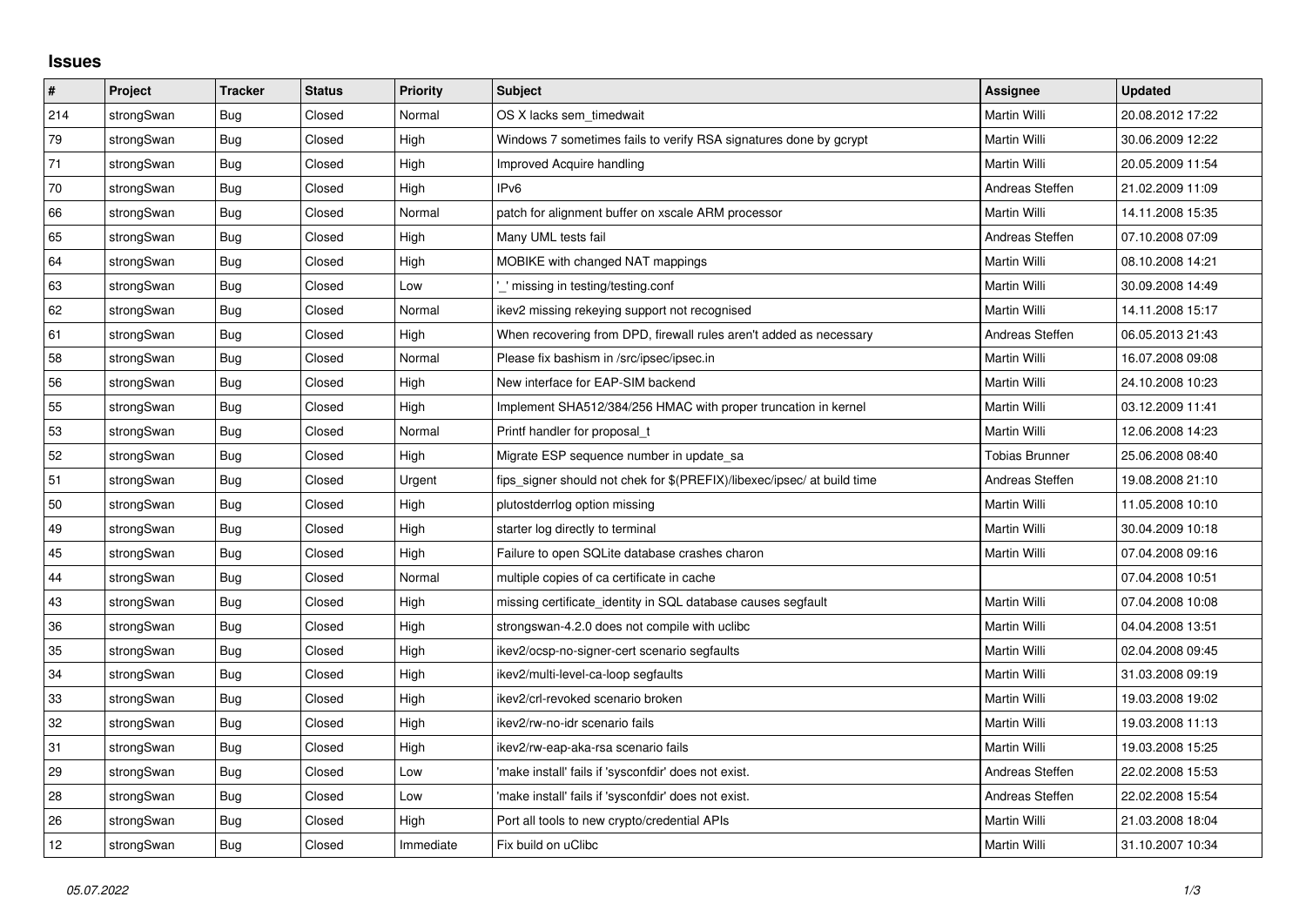# Issues

| # | Project | Tracker | Status | Priority | Subject | Assignee | Updated |
|---|---|---|---|---|---|---|---|
| 214 | strongSwan | Bug | Closed | Normal | OS X lacks sem_timedwait | Martin Willi | 20.08.2012 17:22 |
| 79 | strongSwan | Bug | Closed | High | Windows 7 sometimes fails to verify RSA signatures done by gcrypt | Martin Willi | 30.06.2009 12:22 |
| 71 | strongSwan | Bug | Closed | High | Improved Acquire handling | Martin Willi | 20.05.2009 11:54 |
| 70 | strongSwan | Bug | Closed | High | IPv6 | Andreas Steffen | 21.02.2009 11:09 |
| 66 | strongSwan | Bug | Closed | Normal | patch for alignment buffer on xscale ARM processor | Martin Willi | 14.11.2008 15:35 |
| 65 | strongSwan | Bug | Closed | High | Many UML tests fail | Andreas Steffen | 07.10.2008 07:09 |
| 64 | strongSwan | Bug | Closed | High | MOBIKE with changed NAT mappings | Martin Willi | 08.10.2008 14:21 |
| 63 | strongSwan | Bug | Closed | Low | '_' missing in testing/testing.conf | Martin Willi | 30.09.2008 14:49 |
| 62 | strongSwan | Bug | Closed | Normal | ikev2 missing rekeying support not recognised | Martin Willi | 14.11.2008 15:17 |
| 61 | strongSwan | Bug | Closed | High | When recovering from DPD, firewall rules aren't added as necessary | Andreas Steffen | 06.05.2013 21:43 |
| 58 | strongSwan | Bug | Closed | Normal | Please fix bashism in /src/ipsec/ipsec.in | Martin Willi | 16.07.2008 09:08 |
| 56 | strongSwan | Bug | Closed | High | New interface for EAP-SIM backend | Martin Willi | 24.10.2008 10:23 |
| 55 | strongSwan | Bug | Closed | High | Implement SHA512/384/256 HMAC with proper truncation in kernel | Martin Willi | 03.12.2009 11:41 |
| 53 | strongSwan | Bug | Closed | Normal | Printf handler for proposal_t | Martin Willi | 12.06.2008 14:23 |
| 52 | strongSwan | Bug | Closed | High | Migrate ESP sequence number in update_sa | Tobias Brunner | 25.06.2008 08:40 |
| 51 | strongSwan | Bug | Closed | Urgent | fips_signer should not chek for $(PREFIX)/libexec/ipsec/ at build time | Andreas Steffen | 19.08.2008 21:10 |
| 50 | strongSwan | Bug | Closed | High | plutostderrlog option missing | Martin Willi | 11.05.2008 10:10 |
| 49 | strongSwan | Bug | Closed | High | starter log directly to terminal | Martin Willi | 30.04.2009 10:18 |
| 45 | strongSwan | Bug | Closed | High | Failure to open SQLite database crashes charon | Martin Willi | 07.04.2008 09:16 |
| 44 | strongSwan | Bug | Closed | Normal | multiple copies of ca certificate in cache | | 07.04.2008 10:51 |
| 43 | strongSwan | Bug | Closed | High | missing certificate_identity in SQL database causes segfault | Martin Willi | 07.04.2008 10:08 |
| 36 | strongSwan | Bug | Closed | High | strongswan-4.2.0 does not compile with uclibc | Martin Willi | 04.04.2008 13:51 |
| 35 | strongSwan | Bug | Closed | High | ikev2/ocsp-no-signer-cert scenario segfaults | Martin Willi | 02.04.2008 09:45 |
| 34 | strongSwan | Bug | Closed | High | ikev2/multi-level-ca-loop segfaults | Martin Willi | 31.03.2008 09:19 |
| 33 | strongSwan | Bug | Closed | High | ikev2/crl-revoked scenario broken | Martin Willi | 19.03.2008 19:02 |
| 32 | strongSwan | Bug | Closed | High | ikev2/rw-no-idr scenario fails | Martin Willi | 19.03.2008 11:13 |
| 31 | strongSwan | Bug | Closed | High | ikev2/rw-eap-aka-rsa scenario fails | Martin Willi | 19.03.2008 15:25 |
| 29 | strongSwan | Bug | Closed | Low | 'make install' fails if 'sysconfdir' does not exist. | Andreas Steffen | 22.02.2008 15:53 |
| 28 | strongSwan | Bug | Closed | Low | 'make install' fails if 'sysconfdir' does not exist. | Andreas Steffen | 22.02.2008 15:54 |
| 26 | strongSwan | Bug | Closed | High | Port all tools to new crypto/credential APIs | Martin Willi | 21.03.2008 18:04 |
| 12 | strongSwan | Bug | Closed | Immediate | Fix build on uClibc | Martin Willi | 31.10.2007 10:34 |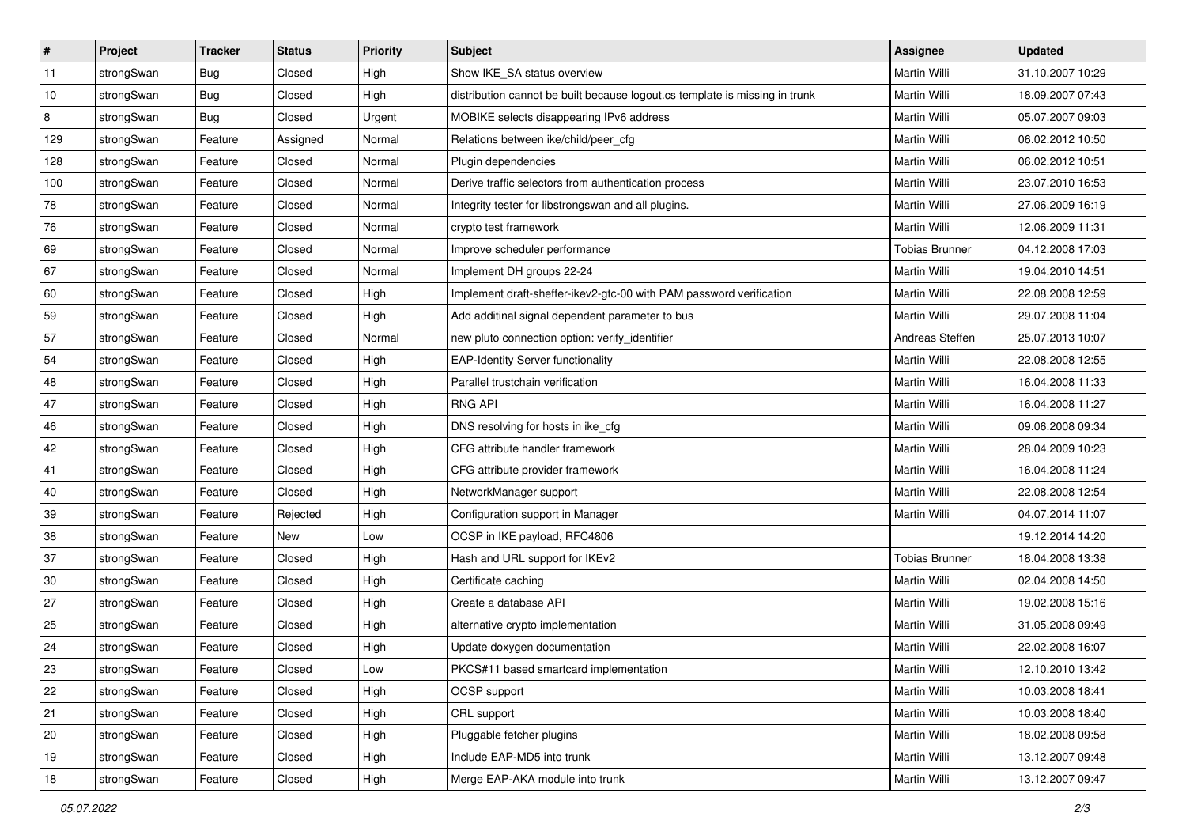| # | Project | Tracker | Status | Priority | Subject | Assignee | Updated |
|---|---|---|---|---|---|---|---|
| 11 | strongSwan | Bug | Closed | High | Show IKE_SA status overview | Martin Willi | 31.10.2007 10:29 |
| 10 | strongSwan | Bug | Closed | High | distribution cannot be built because logout.cs template is missing in trunk | Martin Willi | 18.09.2007 07:43 |
| 8 | strongSwan | Bug | Closed | Urgent | MOBIKE selects disappearing IPv6 address | Martin Willi | 05.07.2007 09:03 |
| 129 | strongSwan | Feature | Assigned | Normal | Relations between ike/child/peer_cfg | Martin Willi | 06.02.2012 10:50 |
| 128 | strongSwan | Feature | Closed | Normal | Plugin dependencies | Martin Willi | 06.02.2012 10:51 |
| 100 | strongSwan | Feature | Closed | Normal | Derive traffic selectors from authentication process | Martin Willi | 23.07.2010 16:53 |
| 78 | strongSwan | Feature | Closed | Normal | Integrity tester for libstrongswan and all plugins. | Martin Willi | 27.06.2009 16:19 |
| 76 | strongSwan | Feature | Closed | Normal | crypto test framework | Martin Willi | 12.06.2009 11:31 |
| 69 | strongSwan | Feature | Closed | Normal | Improve scheduler performance | Tobias Brunner | 04.12.2008 17:03 |
| 67 | strongSwan | Feature | Closed | Normal | Implement DH groups 22-24 | Martin Willi | 19.04.2010 14:51 |
| 60 | strongSwan | Feature | Closed | High | Implement draft-sheffer-ikev2-gtc-00 with PAM password verification | Martin Willi | 22.08.2008 12:59 |
| 59 | strongSwan | Feature | Closed | High | Add additinal signal dependent parameter to bus | Martin Willi | 29.07.2008 11:04 |
| 57 | strongSwan | Feature | Closed | Normal | new pluto connection option: verify_identifier | Andreas Steffen | 25.07.2013 10:07 |
| 54 | strongSwan | Feature | Closed | High | EAP-Identity Server functionality | Martin Willi | 22.08.2008 12:55 |
| 48 | strongSwan | Feature | Closed | High | Parallel trustchain verification | Martin Willi | 16.04.2008 11:33 |
| 47 | strongSwan | Feature | Closed | High | RNG API | Martin Willi | 16.04.2008 11:27 |
| 46 | strongSwan | Feature | Closed | High | DNS resolving for hosts in ike_cfg | Martin Willi | 09.06.2008 09:34 |
| 42 | strongSwan | Feature | Closed | High | CFG attribute handler framework | Martin Willi | 28.04.2009 10:23 |
| 41 | strongSwan | Feature | Closed | High | CFG attribute provider framework | Martin Willi | 16.04.2008 11:24 |
| 40 | strongSwan | Feature | Closed | High | NetworkManager support | Martin Willi | 22.08.2008 12:54 |
| 39 | strongSwan | Feature | Rejected | High | Configuration support in Manager | Martin Willi | 04.07.2014 11:07 |
| 38 | strongSwan | Feature | New | Low | OCSP in IKE payload, RFC4806 | | 19.12.2014 14:20 |
| 37 | strongSwan | Feature | Closed | High | Hash and URL support for IKEv2 | Tobias Brunner | 18.04.2008 13:38 |
| 30 | strongSwan | Feature | Closed | High | Certificate caching | Martin Willi | 02.04.2008 14:50 |
| 27 | strongSwan | Feature | Closed | High | Create a database API | Martin Willi | 19.02.2008 15:16 |
| 25 | strongSwan | Feature | Closed | High | alternative crypto implementation | Martin Willi | 31.05.2008 09:49 |
| 24 | strongSwan | Feature | Closed | High | Update doxygen documentation | Martin Willi | 22.02.2008 16:07 |
| 23 | strongSwan | Feature | Closed | Low | PKCS#11 based smartcard implementation | Martin Willi | 12.10.2010 13:42 |
| 22 | strongSwan | Feature | Closed | High | OCSP support | Martin Willi | 10.03.2008 18:41 |
| 21 | strongSwan | Feature | Closed | High | CRL support | Martin Willi | 10.03.2008 18:40 |
| 20 | strongSwan | Feature | Closed | High | Pluggable fetcher plugins | Martin Willi | 18.02.2008 09:58 |
| 19 | strongSwan | Feature | Closed | High | Include EAP-MD5 into trunk | Martin Willi | 13.12.2007 09:48 |
| 18 | strongSwan | Feature | Closed | High | Merge EAP-AKA module into trunk | Martin Willi | 13.12.2007 09:47 |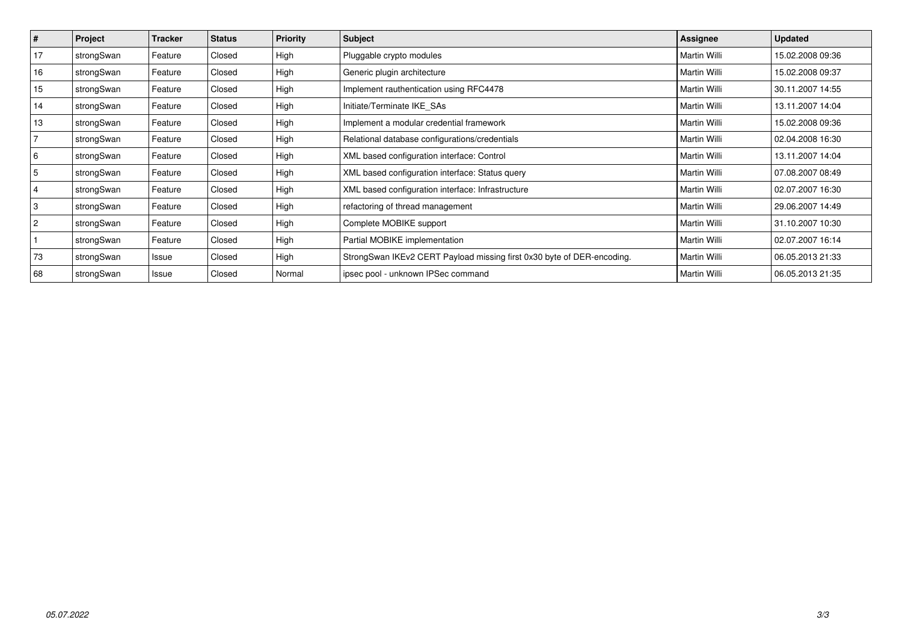| # | Project | Tracker | Status | Priority | Subject | Assignee | Updated |
|---|---|---|---|---|---|---|---|
| 17 | strongSwan | Feature | Closed | High | Pluggable crypto modules | Martin Willi | 15.02.2008 09:36 |
| 16 | strongSwan | Feature | Closed | High | Generic plugin architecture | Martin Willi | 15.02.2008 09:37 |
| 15 | strongSwan | Feature | Closed | High | Implement rauthentication using RFC4478 | Martin Willi | 30.11.2007 14:55 |
| 14 | strongSwan | Feature | Closed | High | Initiate/Terminate IKE_SAs | Martin Willi | 13.11.2007 14:04 |
| 13 | strongSwan | Feature | Closed | High | Implement a modular credential framework | Martin Willi | 15.02.2008 09:36 |
| 7 | strongSwan | Feature | Closed | High | Relational database configurations/credentials | Martin Willi | 02.04.2008 16:30 |
| 6 | strongSwan | Feature | Closed | High | XML based configuration interface: Control | Martin Willi | 13.11.2007 14:04 |
| 5 | strongSwan | Feature | Closed | High | XML based configuration interface: Status query | Martin Willi | 07.08.2007 08:49 |
| 4 | strongSwan | Feature | Closed | High | XML based configuration interface: Infrastructure | Martin Willi | 02.07.2007 16:30 |
| 3 | strongSwan | Feature | Closed | High | refactoring of thread management | Martin Willi | 29.06.2007 14:49 |
| 2 | strongSwan | Feature | Closed | High | Complete MOBIKE support | Martin Willi | 31.10.2007 10:30 |
| 1 | strongSwan | Feature | Closed | High | Partial MOBIKE implementation | Martin Willi | 02.07.2007 16:14 |
| 73 | strongSwan | Issue | Closed | High | StrongSwan IKEv2 CERT Payload missing first 0x30 byte of DER-encoding. | Martin Willi | 06.05.2013 21:33 |
| 68 | strongSwan | Issue | Closed | Normal | ipsec pool - unknown IPSec command | Martin Willi | 06.05.2013 21:35 |

*05.07.2022*